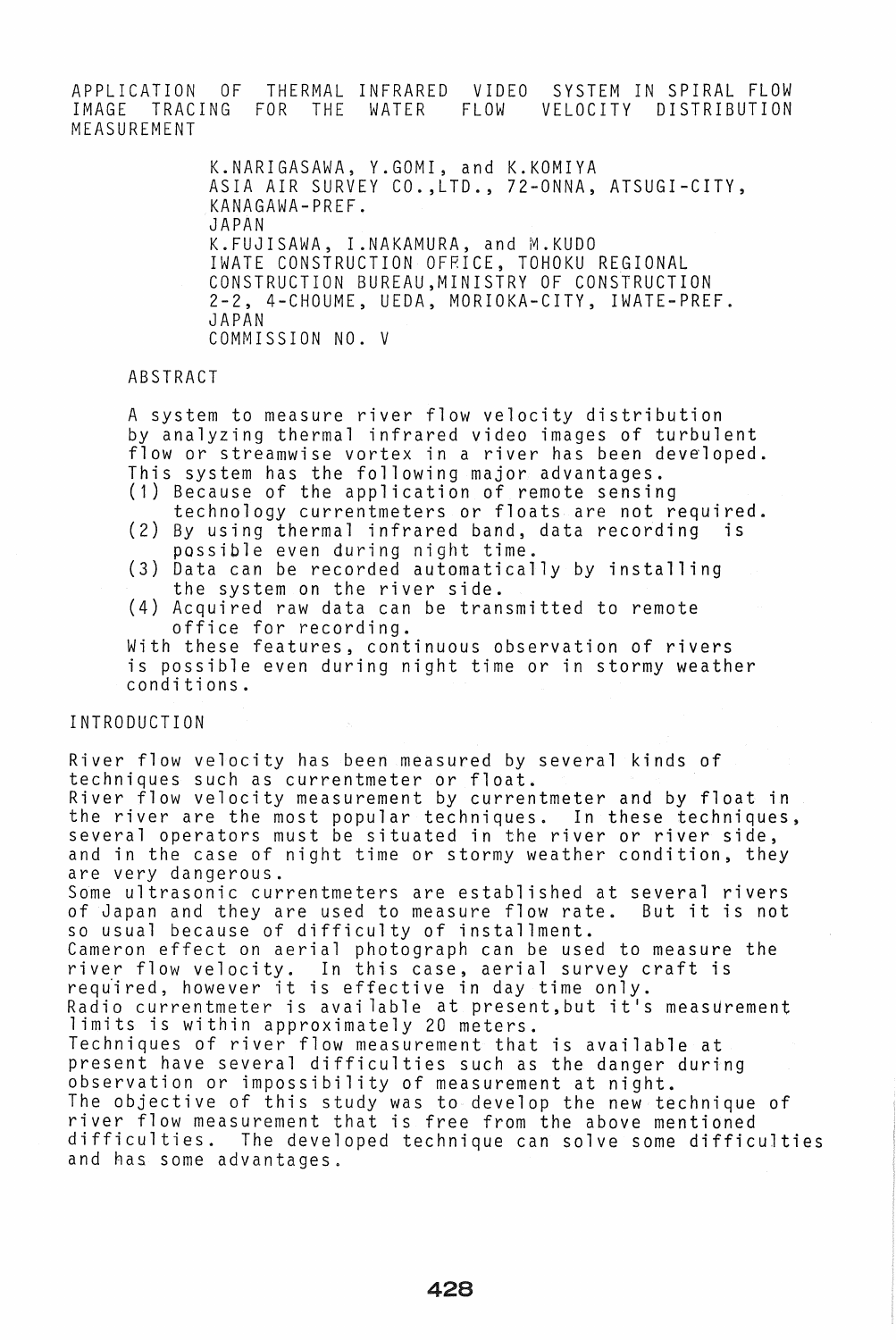# APPLICATION OF THERMAL INFRARED VIDEO SYSTEM IN SPIRAL FLOW IMAGE TRACING FOR THE WATER FLOW VELOCITY DISTRIBUTION MEASUREMENT

K.NARIGASAWA, Y.GOMI, and K.KOMIYA
ASIA AIR SURVEY CO.,LTD., 72-ONNA, ATSUGI-CITY, KANAGAWA-PREF.
JAPAN

K.FUJISAWA, I.NAKAMURA, and M.KUDO
IWATE CONSTRUCTION OFFICE, TOHOKU REGIONAL CONSTRUCTION BUREAU,MINISTRY OF CONSTRUCTION
2-2, 4-CHOUME, UEDA, MORIOKA-CITY, IWATE-PREF.
JAPAN

COMMISSION NO. V

## ABSTRACT

A system to measure river flow velocity distribution by analyzing thermal infrared video images of turbulent flow or streamwise vortex in a river has been developed. This system has the following major advantages.

(1) Because of the application of remote sensing technology currentmeters or floats are not required.
(2) By using thermal infrared band, data recording is possible even during night time.
(3) Data can be recorded automatically by installing the system on the river side.
(4) Acquired raw data can be transmitted to remote office for recording.

With these features, continuous observation of rivers is possible even during night time or in stormy weather conditions.

## INTRODUCTION

River flow velocity has been measured by several kinds of techniques such as currentmeter or float.
River flow velocity measurement by currentmeter and by float in the river are the most popular techniques. In these techniques, several operators must be situated in the river or river side, and in the case of night time or stormy weather condition, they are very dangerous.
Some ultrasonic currentmeters are established at several rivers of Japan and they are used to measure flow rate. But it is not so usual because of difficulty of installment.
Cameron effect on aerial photograph can be used to measure the river flow velocity. In this case, aerial survey craft is required, however it is effective in day time only.
Radio currentmeter is available at present,but it's measurement limits is within approximately 20 meters.
Techniques of river flow measurement that is available at present have several difficulties such as the danger during observation or impossibility of measurement at night.
The objective of this study was to develop the new technique of river flow measurement that is free from the above mentioned difficulties. The developed technique can solve some difficulties and has some advantages.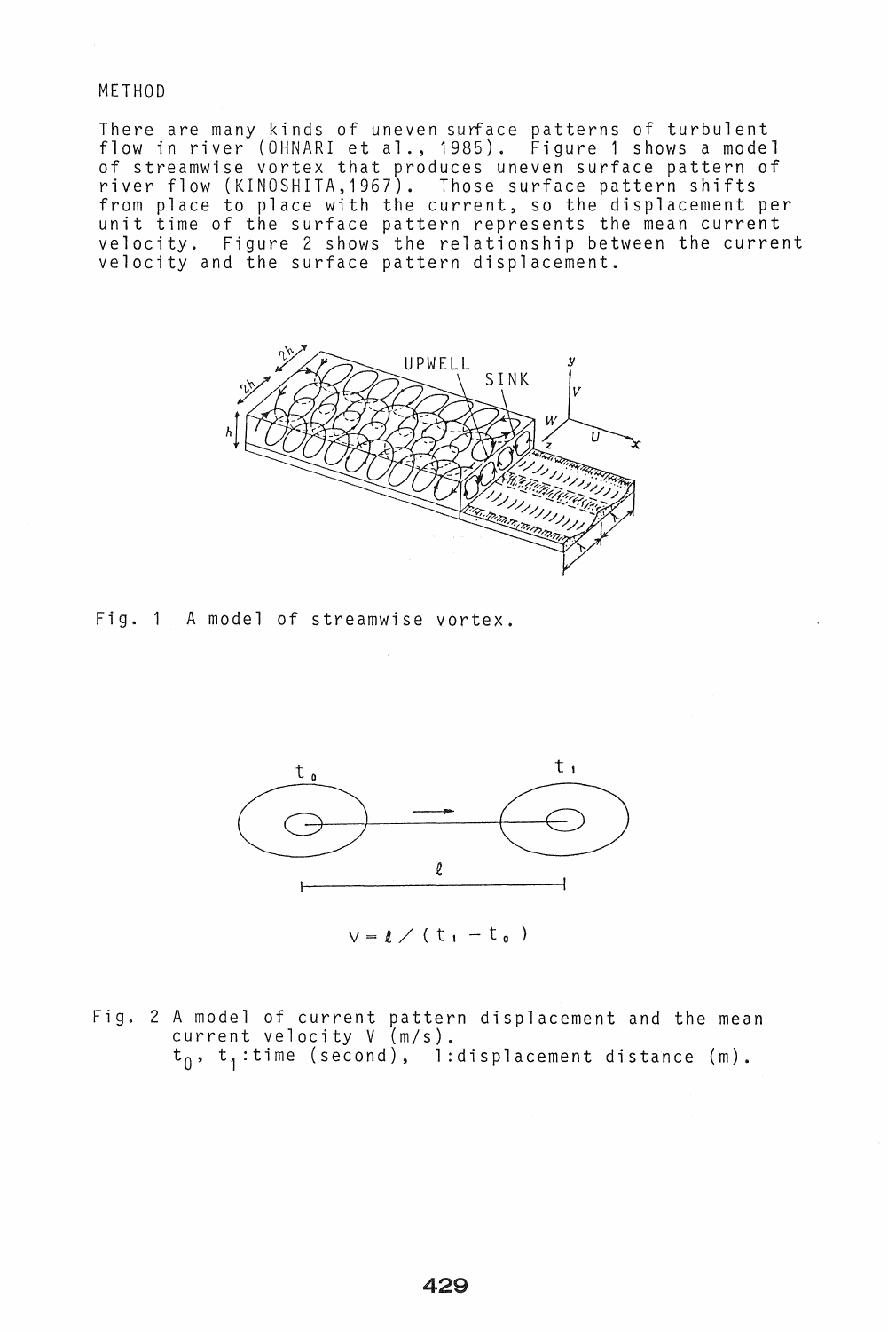## METHOD

There are many kinds of uneven surface patterns of turbulent flow in river (OHNARI et al., 1985). Figure 1 shows a model of streamwise vortex that produces uneven surface pattern of river flow (KINOSHITA,1967). Those surface pattern shifts from place to place with the current, so the displacement per unit time of the surface pattern represents the mean current velocity. Figure 2 shows the relationship between the current velocity and the surface pattern displacement.

Fig. 1 A model of streamwise vortex.

$$V = \ell / (t_1 - t_0)$$

Fig. 2 A model of current pattern displacement and the mean current velocity V (m/s). $t_0$, $t_1$:time (second), l:displacement distance (m).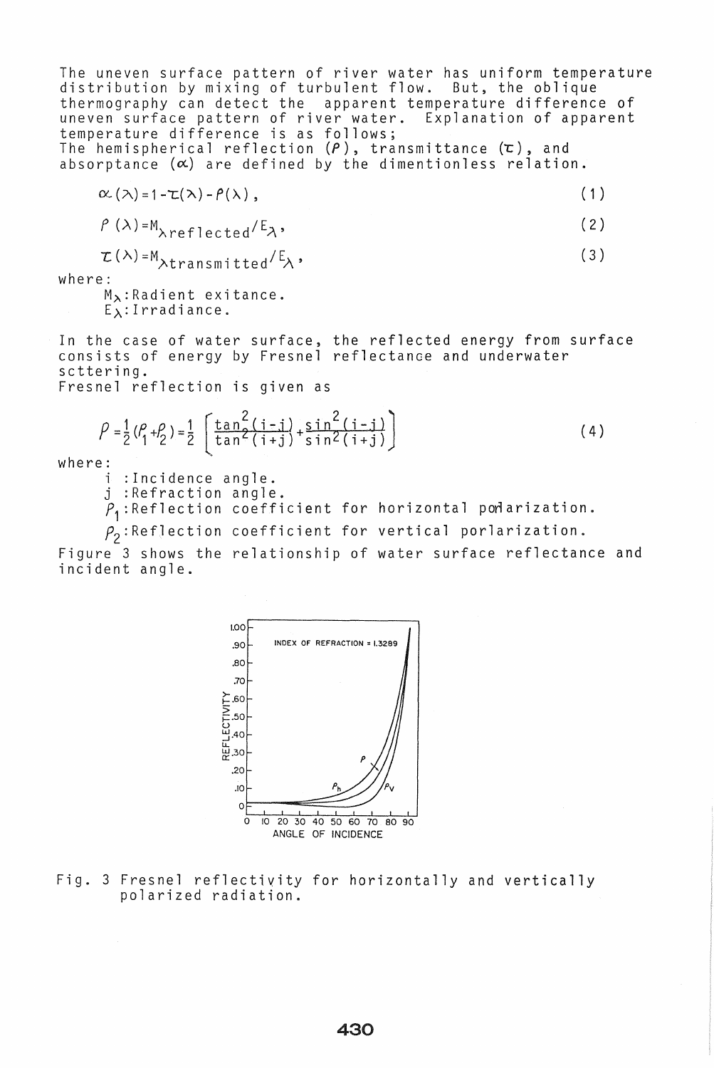The uneven surface pattern of river water has uniform temperature distribution by mixing of turbulent flow. But, the oblique thermography can detect the apparent temperature difference of uneven surface pattern of river water. Explanation of apparent temperature difference is as follows;
The hemispherical reflection ($\rho$), transmittance ($\tau$), and absorptance ($\alpha$) are defined by the dimentionless relation.

$$\alpha(\lambda)=1-\tau(\lambda)-\rho(\lambda), \tag{1}$$

$$\rho(\lambda)=M_{\lambda reflected}/E_{\lambda}, \tag{2}$$

$$\tau(\lambda)=M_{\lambda transmitted}/E_{\lambda}, \tag{3}$$

where:

$M_{\lambda}$: Radient exitance.
$E_{\lambda}$: Irradiance.

In the case of water surface, the reflected energy from surface consists of energy by Fresnel reflectance and underwater sctteringe.
Fresnel reflection is given as

$$\rho=\frac{1}{2}(\rho_1+\rho_2)=\frac{1}{2}\left[\frac{\tan^2(i-j)}{\tan^2(i+j)}+\frac{\sin^2(i-j)}{\sin^2(i+j)}\right] \tag{4}$$

where:

i : Incidence angle.
j : Refraction angle.
$\rho_1$: Reflection coefficient for horizontal porlarization.
$\rho_2$: Reflection coefficient for vertical porlarization.

Figure 3 shows the relationship of water surface reflectance and incident angle.

Fig. 3 Fresnel reflectivity for horizontally and vertically polarized radiation.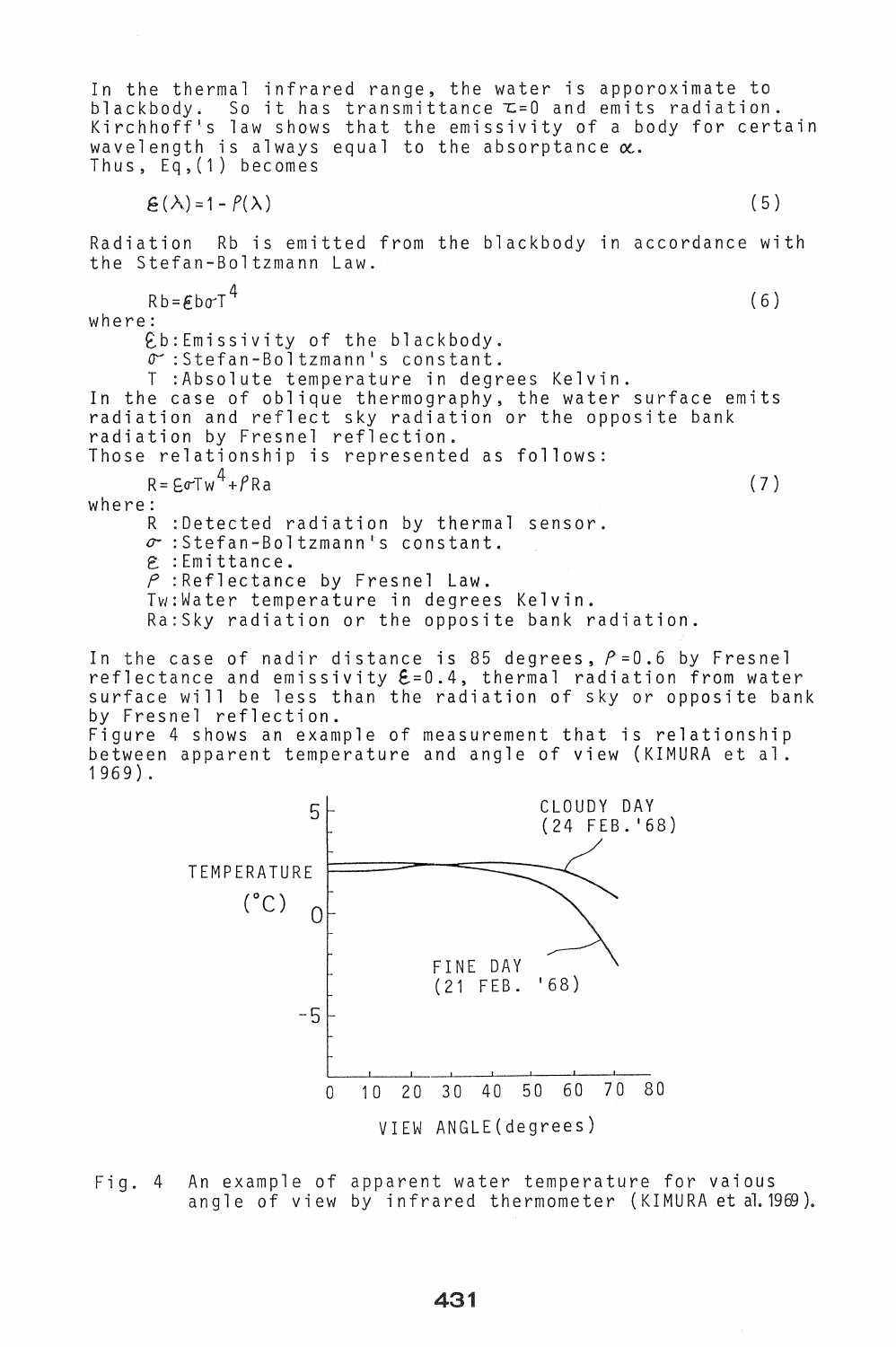In the thermal infrared range, the water is apporoximate to blackbody. So it has transmittance $\tau=0$ and emits radiation. Kirchhoff's law shows that the emissivity of a body for certain wavelength is always equal to the absorptance $\alpha$.
Thus, Eq,(1) becomes

$$\varepsilon(\lambda)=1-\rho(\lambda) \tag{5}$$

Radiation Rb is emitted from the blackbody in accordance with the Stefan-Boltzmann Law.

$$Rb=\varepsilon b\sigma T^4 \tag{6}$$

where:

- $\varepsilon b$: Emissivity of the blackbody.
- $\sigma$: Stefan-Boltzmann's constant.
- T: Absolute temperature in degrees Kelvin.

In the case of oblique thermography, the water surface emits radiation and reflect sky radiation or the opposite bank radiation by Fresnel reflection.
Those relationship is represented as follows:

$$R=\varepsilon\sigma Tw^4+\rho Ra \tag{7}$$

where:

- R: Detected radiation by thermal sensor.
- $\sigma$: Stefan-Boltzmann's constant.
- $\varepsilon$: Emittance.
- $\rho$: Reflectance by Fresnel Law.
- Tw: Water temperature in degrees Kelvin.
- Ra: Sky radiation or the opposite bank radiation.

In the case of nadir distance is 85 degrees, $\rho=0.6$ by Fresnel reflectance and emissivity $\varepsilon=0.4$, thermal radiation from water surface will be less than the radiation of sky or opposite bank by Fresnel reflection.
Figure 4 shows an example of measurement that is relationship between apparent temperature and angle of view (KIMURA et al. 1969).

Fig. 4 An example of apparent water temperature for vaious angle of view by infrared thermometer (KIMURA et al. 1969).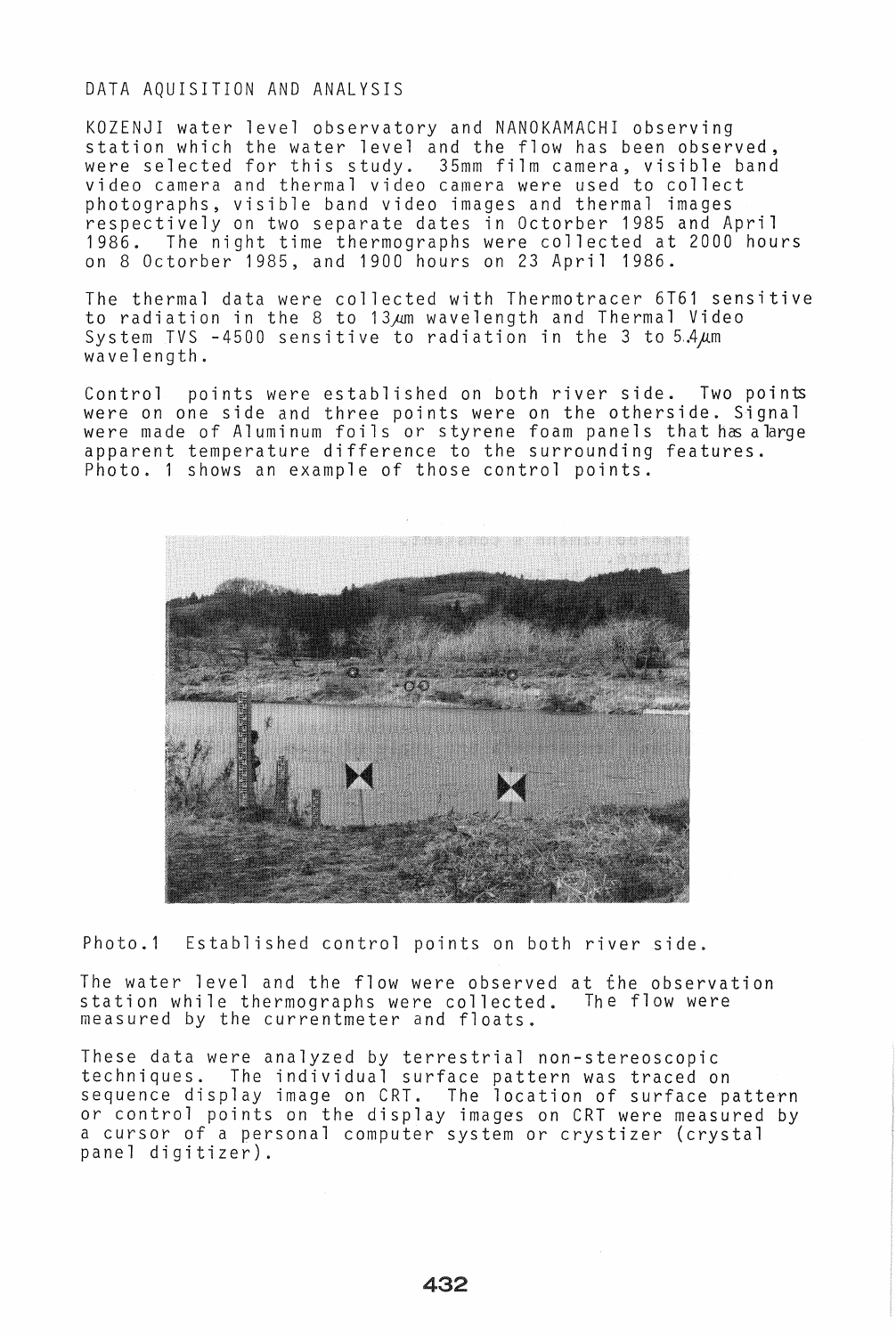DATA AQUISITION AND ANALYSIS

KOZENJI water level observatory and NANOKAMACHI observing station which the water level and the flow has been observed, were selected for this study. 35mm film camera, visible band video camera and thermal video camera were used to collect photographs, visible band video images and thermal images respectively on two separate dates in Octorber 1985 and April 1986. The night time thermographs were collected at 2000 hours on 8 Octorber 1985, and 1900 hours on 23 April 1986.

The thermal data were collected with Thermotracer 6T61 sensitive to radiation in the 8 to 13$\mu$m wavelength and Thermal Video System TVS -4500 sensitive to radiation in the 3 to 5.4$\mu$m wavelength.

Control points were established on both river side. Two points were on one side and three points were on the otherside. Signal were made of Aluminum foils or styrene foam panels that has a large apparent temperature difference to the surrounding features. Photo. 1 shows an example of those control points.

Photo.1 Established control points on both river side.

The water level and the flow were observed at the observation station while thermographs were collected. The flow were measured by the currentmeter and floats.

These data were analyzed by terrestrial non-stereoscopic techniques. The individual surface pattern was traced on sequence display image on CRT. The location of surface pattern or control points on the display images on CRT were measured by a cursor of a personal computer system or crystizer (crystal panel digitizer).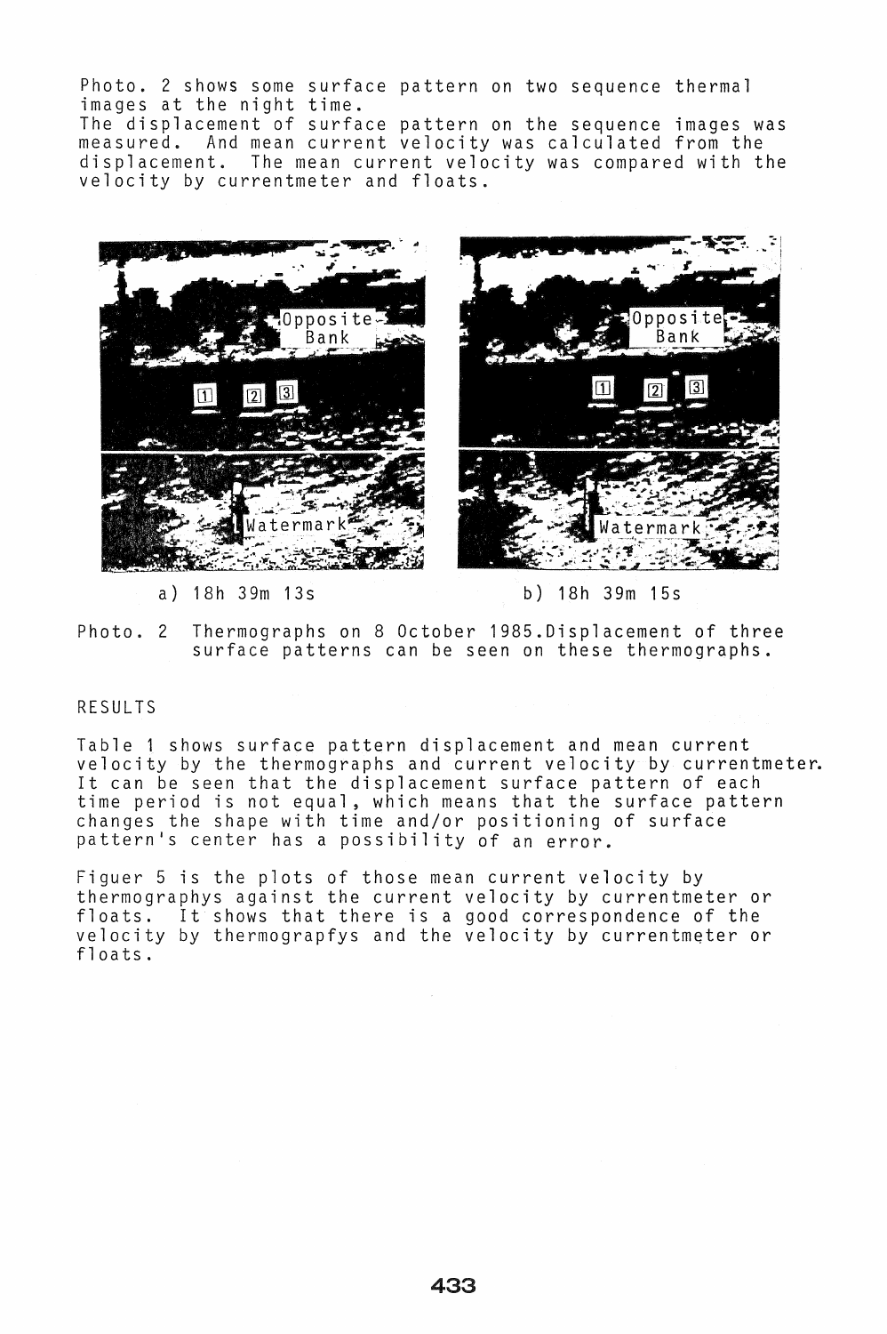Photo. 2 shows some surface pattern on two sequence thermal images at the night time.
The displacement of surface pattern on the sequence images was measured. And mean current velocity was calculated from the displacement. The mean current velocity was compared with the velocity by currentmeter and floats.

a) 18h 39m 13s

b) 18h 39m 15s

Photo. 2 Thermographs on 8 October 1985.Displacement of three surface patterns can be seen on these thermographs.

## RESULTS

Table 1 shows surface pattern displacement and mean current velocity by the thermographs and current velocity by currentmeter. It can be seen that the displacement surface pattern of each time period is not equal, which means that the surface pattern changes the shape with time and/or positioning of surface pattern's center has a possibility of an error.

Figuer 5 is the plots of those mean current velocity by thermographys against the current velocity by currentmeter or floats. It shows that there is a good correspondence of the velocity by thermograpfys and the velocity by currentmeter or floats.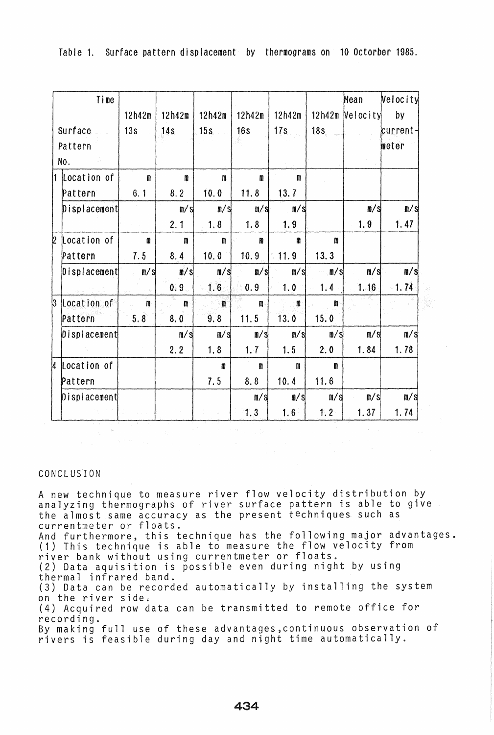Table 1. Surface pattern displacement by thermograms on 10 Octorber 1985.

| Surface Pattern No. | Time | 12h42m 13s | 12h42m 14s | 12h42m 15s | 12h42m 16s | 12h42m 17s | 12h42m 18s | Mean Velocity | Velocity by current-meter |
|---|---|---|---|---|---|---|---|---|---|
| 1 | Location of Pattern | 6.1 m | 8.2 m | 10.0 m | 11.8 m | 13.7 m | | | |
| | Displacement | | 2.1 m/s | 1.8 m/s | 1.8 m/s | 1.9 m/s | | 1.9 m/s | 1.47 m/s |
| 2 | Location of Pattern | 7.5 m | 8.4 m | 10.0 m | 10.9 m | 11.9 m | 13.3 m | | |
| | Displacement | m/s | 0.9 m/s | 1.6 m/s | 0.9 m/s | 1.0 m/s | 1.4 m/s | 1.16 m/s | 1.74 m/s |
| 3 | Location of Pattern | 5.8 m | 8.0 m | 9.8 m | 11.5 m | 13.0 m | 15.0 m | | |
| | Displacement | | 2.2 m/s | 1.8 m/s | 1.7 m/s | 1.5 m/s | 2.0 m/s | 1.84 m/s | 1.78 m/s |
| 4 | Location of Pattern | | | 7.5 m | 8.8 m | 10.4 m | 11.6 m | | |
| | Displacement | | | | 1.3 m/s | 1.6 m/s | 1.2 m/s | 1.37 m/s | 1.74 m/s |

## CONCLUSION

A new technique to measure river flow velocity distribution by analyzing thermographs of river surface pattern is able to give the almost same accuracy as the present techniques such as currentmeter or floats.
And furthermore, this technique has the following major advantages.
(1) This technique is able to measure the flow velocity from river bank without using currentmeter or floats.
(2) Data aquisition is possible even during night by using thermal infrared band.
(3) Data can be recorded automatically by installing the system on the river side.
(4) Acquired row data can be transmitted to remote office for recording.
By making full use of these advantages,continuous observation of rivers is feasible during day and night time automatically.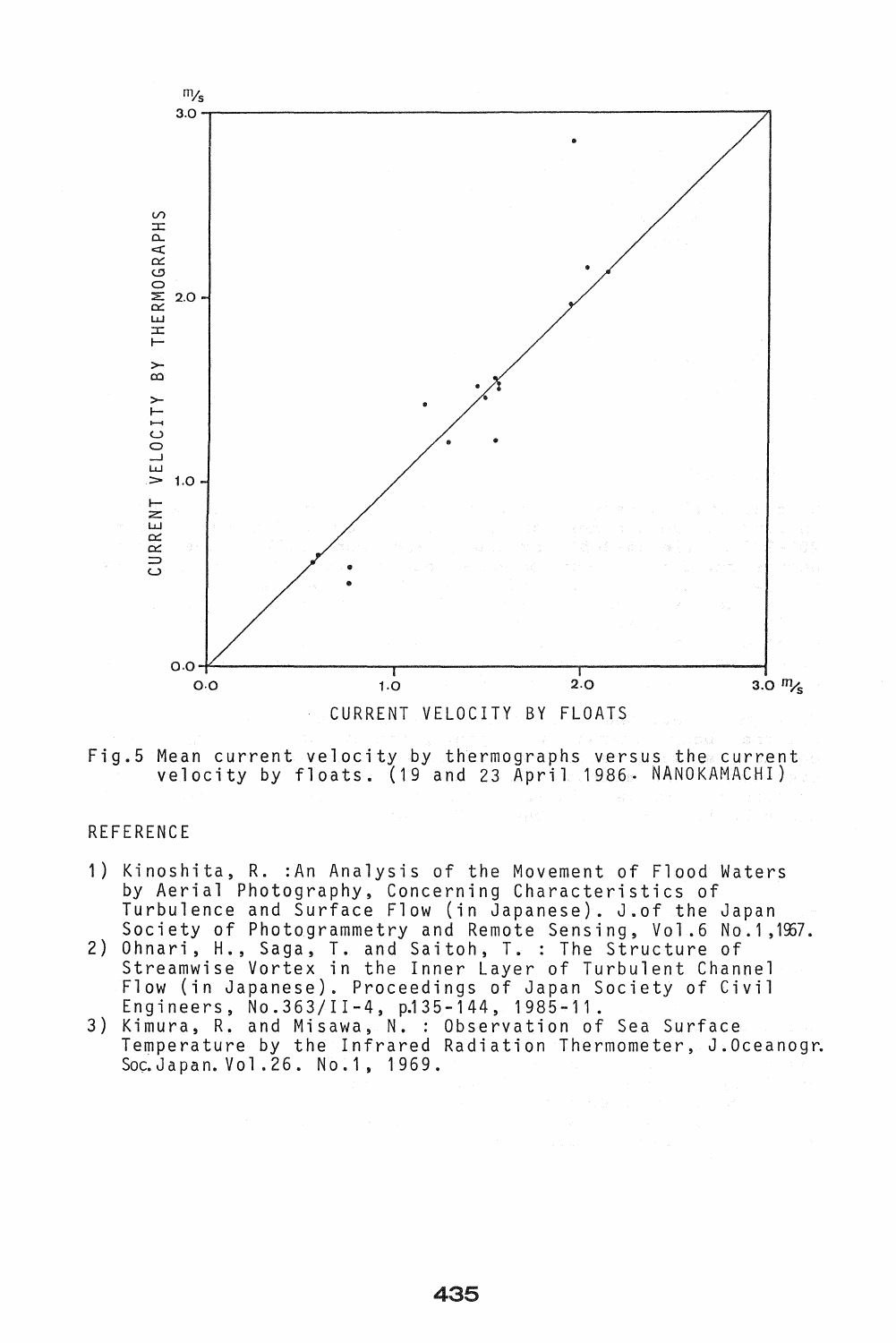m/s

3.0

2.0

1.0

0.0

CURRENT VELOCITY BY THERMOGRAPHS

0.0

1.0

2.0

3.0 m/s

CURRENT VELOCITY BY FLOATS

Fig.5 Mean current velocity by thermographs versus the current velocity by floats. (19 and 23 April 1986 · NANOKAMACHI)

## REFERENCE

1) Kinoshita, R. :An Analysis of the Movement of Flood Waters by Aerial Photography, Concerning Characteristics of Turbulence and Surface Flow (in Japanese). J.of the Japan Society of Photogrammetry and Remote Sensing, Vol.6 No.1,1967.
2) Ohnari, H., Saga, T. and Saitoh, T. : The Structure of Streamwise Vortex in the Inner Layer of Turbulent Channel Flow (in Japanese). Proceedings of Japan Society of Civil Engineers, No.363/II-4, p.135-144, 1985-11.
3) Kimura, R. and Misawa, N. : Observation of Sea Surface Temperature by the Infrared Radiation Thermometer, J.Oceanogr. Soc.Japan. Vol.26. No.1, 1969.